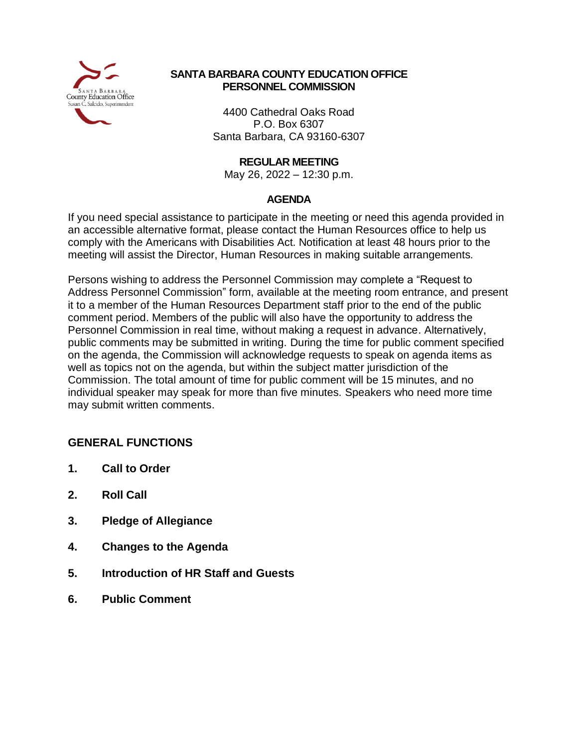# SANTA BARBARA COUNTY EDUCATION OFFICE
## PERSONNEL COMMISSION

4400 Cathedral Oaks Road
P.O. Box 6307
Santa Barbara, CA 93160-6307

**REGULAR MEETING**
May 26, 2022 – 12:30 p.m.

**AGENDA**

If you need special assistance to participate in the meeting or need this agenda provided in an accessible alternative format, please contact the Human Resources office to help us comply with the Americans with Disabilities Act. Notification at least 48 hours prior to the meeting will assist the Director, Human Resources in making suitable arrangements.

Persons wishing to address the Personnel Commission may complete a "Request to Address Personnel Commission" form, available at the meeting room entrance, and present it to a member of the Human Resources Department staff prior to the end of the public comment period. Members of the public will also have the opportunity to address the Personnel Commission in real time, without making a request in advance. Alternatively, public comments may be submitted in writing. During the time for public comment specified on the agenda, the Commission will acknowledge requests to speak on agenda items as well as topics not on the agenda, but within the subject matter jurisdiction of the Commission. The total amount of time for public comment will be 15 minutes, and no individual speaker may speak for more than five minutes. Speakers who need more time may submit written comments.

## GENERAL FUNCTIONS

1. **Call to Order**
2. **Roll Call**
3. **Pledge of Allegiance**
4. **Changes to the Agenda**
5. **Introduction of HR Staff and Guests**
6. **Public Comment**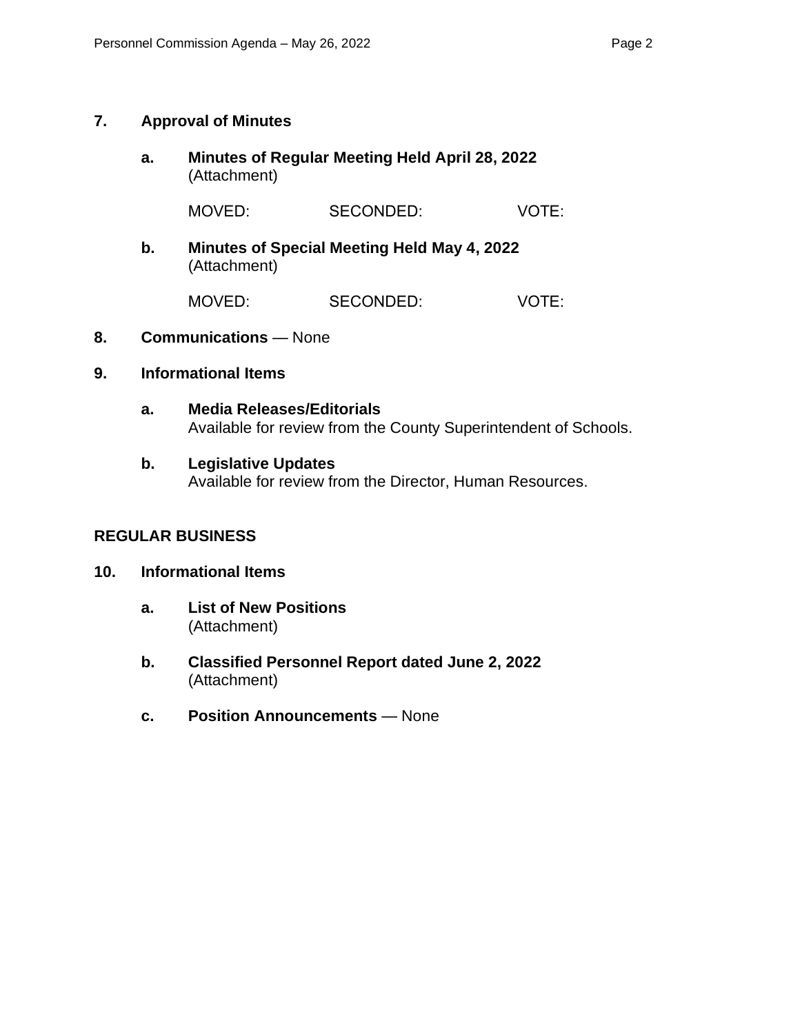**7. Approval of Minutes**

**a. Minutes of Regular Meeting Held April 28, 2022**
(Attachment)

MOVED: SECONDED: VOTE:

**b. Minutes of Special Meeting Held May 4, 2022**
(Attachment)

MOVED: SECONDED: VOTE:

**8. Communications** — None

**9. Informational Items**

**a. Media Releases/Editorials**
Available for review from the County Superintendent of Schools.

**b. Legislative Updates**
Available for review from the Director, Human Resources.

## REGULAR BUSINESS

**10. Informational Items**

**a. List of New Positions**
(Attachment)

**b. Classified Personnel Report dated June 2, 2022**
(Attachment)

**c. Position Announcements** — None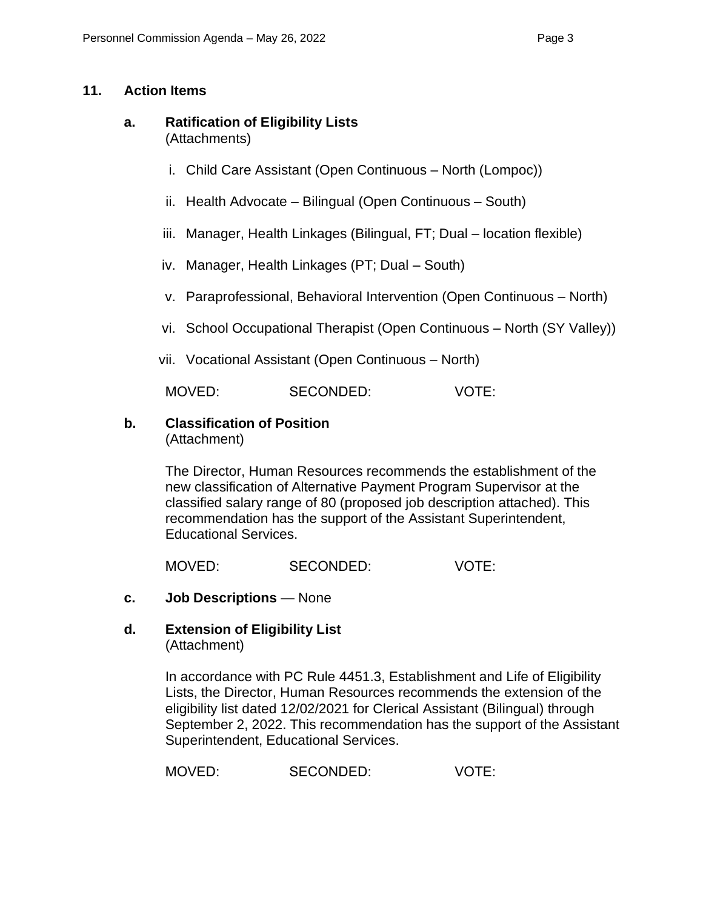## 11. Action Items

### a. Ratification of Eligibility Lists
(Attachments)

i. Child Care Assistant (Open Continuous – North (Lompoc))

ii. Health Advocate – Bilingual (Open Continuous – South)

iii. Manager, Health Linkages (Bilingual, FT; Dual – location flexible)

iv. Manager, Health Linkages (PT; Dual – South)

v. Paraprofessional, Behavioral Intervention (Open Continuous – North)

vi. School Occupational Therapist (Open Continuous – North (SY Valley))

vii. Vocational Assistant (Open Continuous – North)

MOVED: SECONDED: VOTE:

### b. Classification of Position
(Attachment)

The Director, Human Resources recommends the establishment of the new classification of Alternative Payment Program Supervisor at the classified salary range of 80 (proposed job description attached). This recommendation has the support of the Assistant Superintendent, Educational Services.

MOVED: SECONDED: VOTE:

### c. Job Descriptions — None

### d. Extension of Eligibility List
(Attachment)

In accordance with PC Rule 4451.3, Establishment and Life of Eligibility Lists, the Director, Human Resources recommends the extension of the eligibility list dated 12/02/2021 for Clerical Assistant (Bilingual) through September 2, 2022. This recommendation has the support of the Assistant Superintendent, Educational Services.

MOVED: SECONDED: VOTE: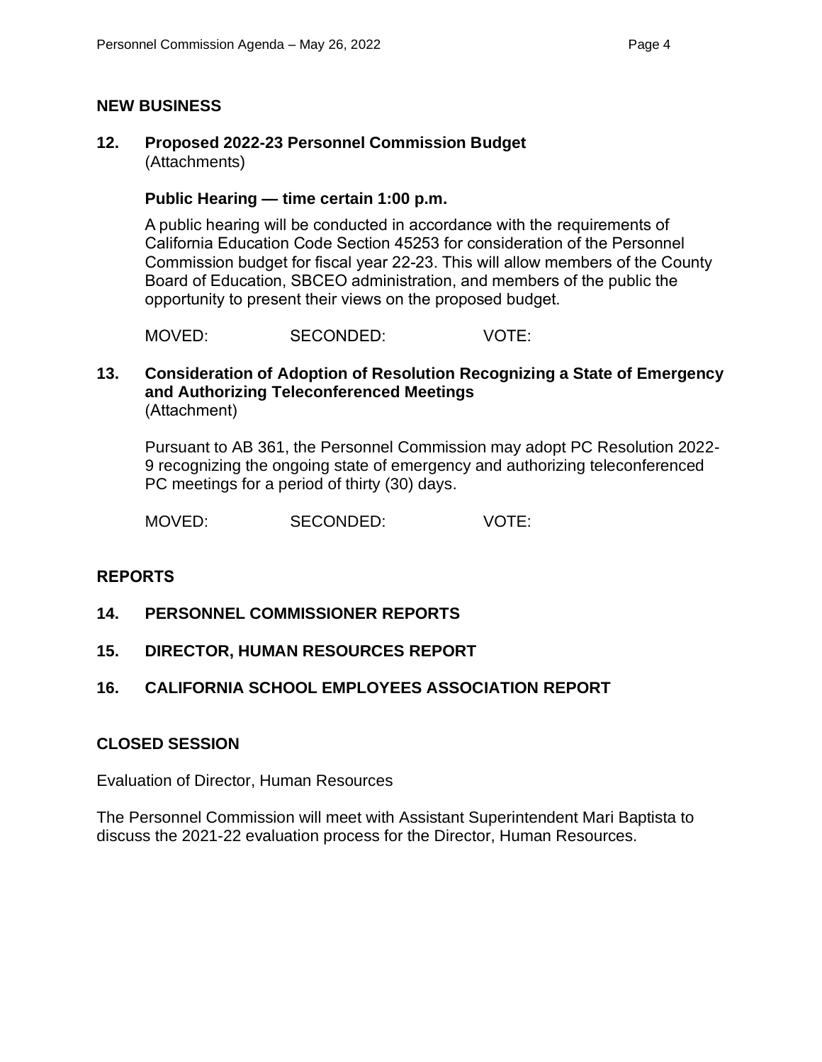## NEW BUSINESS

**12. Proposed 2022-23 Personnel Commission Budget**
(Attachments)

**Public Hearing — time certain 1:00 p.m.**

A public hearing will be conducted in accordance with the requirements of California Education Code Section 45253 for consideration of the Personnel Commission budget for fiscal year 22-23. This will allow members of the County Board of Education, SBCEO administration, and members of the public the opportunity to present their views on the proposed budget.

MOVED: SECONDED: VOTE:

**13. Consideration of Adoption of Resolution Recognizing a State of Emergency and Authorizing Teleconferenced Meetings**
(Attachment)

Pursuant to AB 361, the Personnel Commission may adopt PC Resolution 2022-9 recognizing the ongoing state of emergency and authorizing teleconferenced PC meetings for a period of thirty (30) days.

MOVED: SECONDED: VOTE:

## REPORTS

**14. PERSONNEL COMMISSIONER REPORTS**

**15. DIRECTOR, HUMAN RESOURCES REPORT**

**16. CALIFORNIA SCHOOL EMPLOYEES ASSOCIATION REPORT**

## CLOSED SESSION

Evaluation of Director, Human Resources

The Personnel Commission will meet with Assistant Superintendent Mari Baptista to discuss the 2021-22 evaluation process for the Director, Human Resources.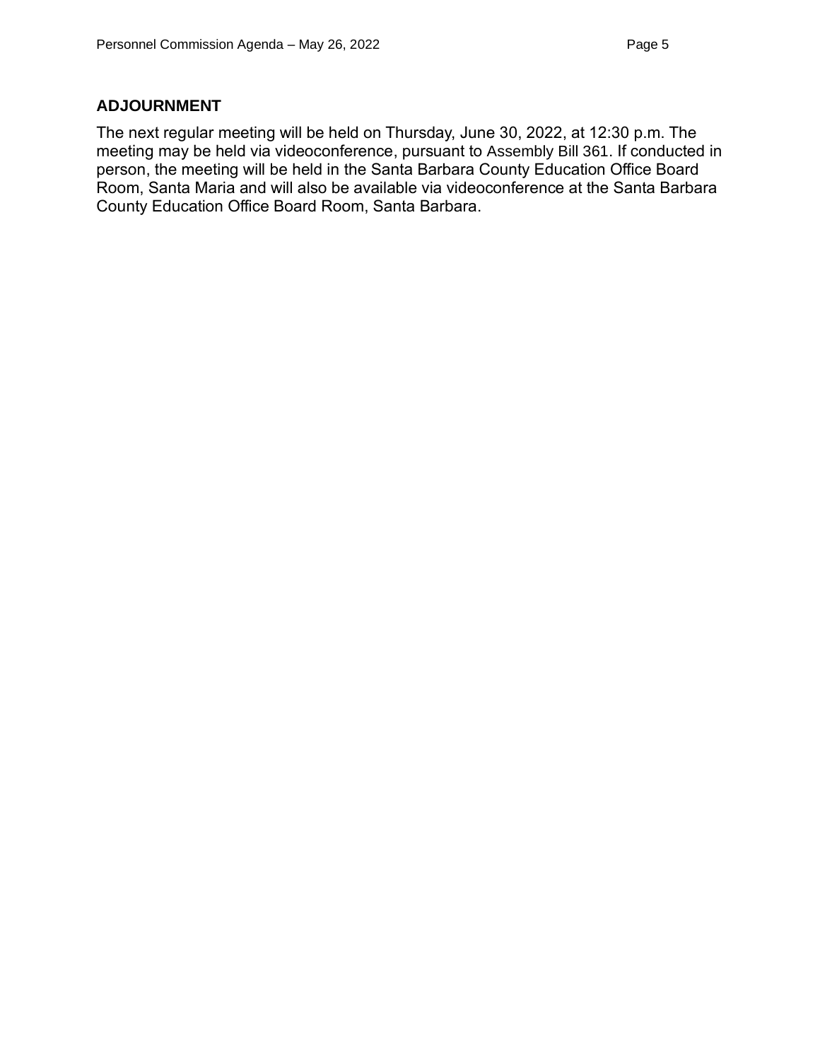## ADJOURNMENT

The next regular meeting will be held on Thursday, June 30, 2022, at 12:30 p.m. The meeting may be held via videoconference, pursuant to Assembly Bill 361. If conducted in person, the meeting will be held in the Santa Barbara County Education Office Board Room, Santa Maria and will also be available via videoconference at the Santa Barbara County Education Office Board Room, Santa Barbara.